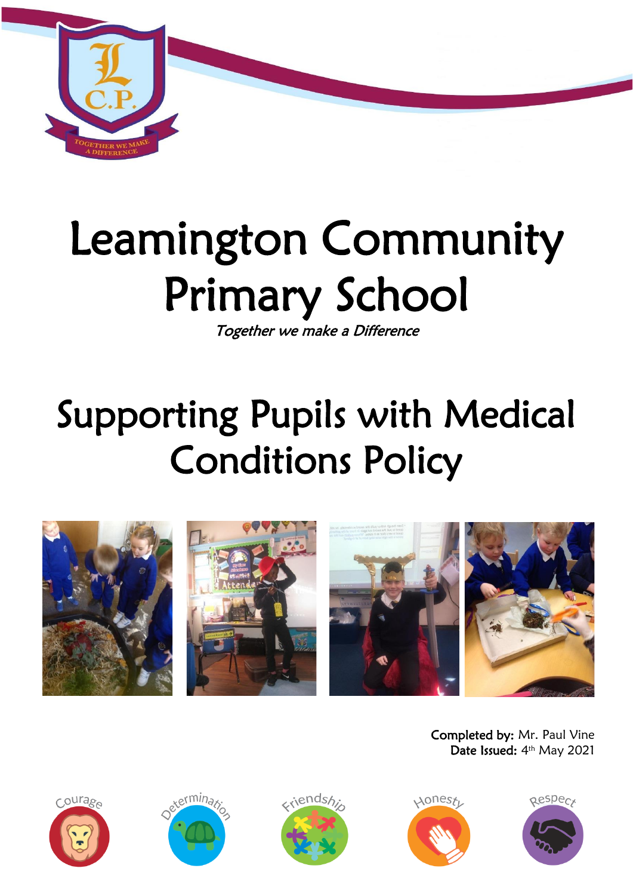# Leamington Community Primary School

*Together we make a Difference*

# Supporting Pupils with Medical Conditions Policy

**Completed by:** Mr. Paul Vine
**Date Issued:** 4th May 2021

Courage Determination Friendship Honesty Respect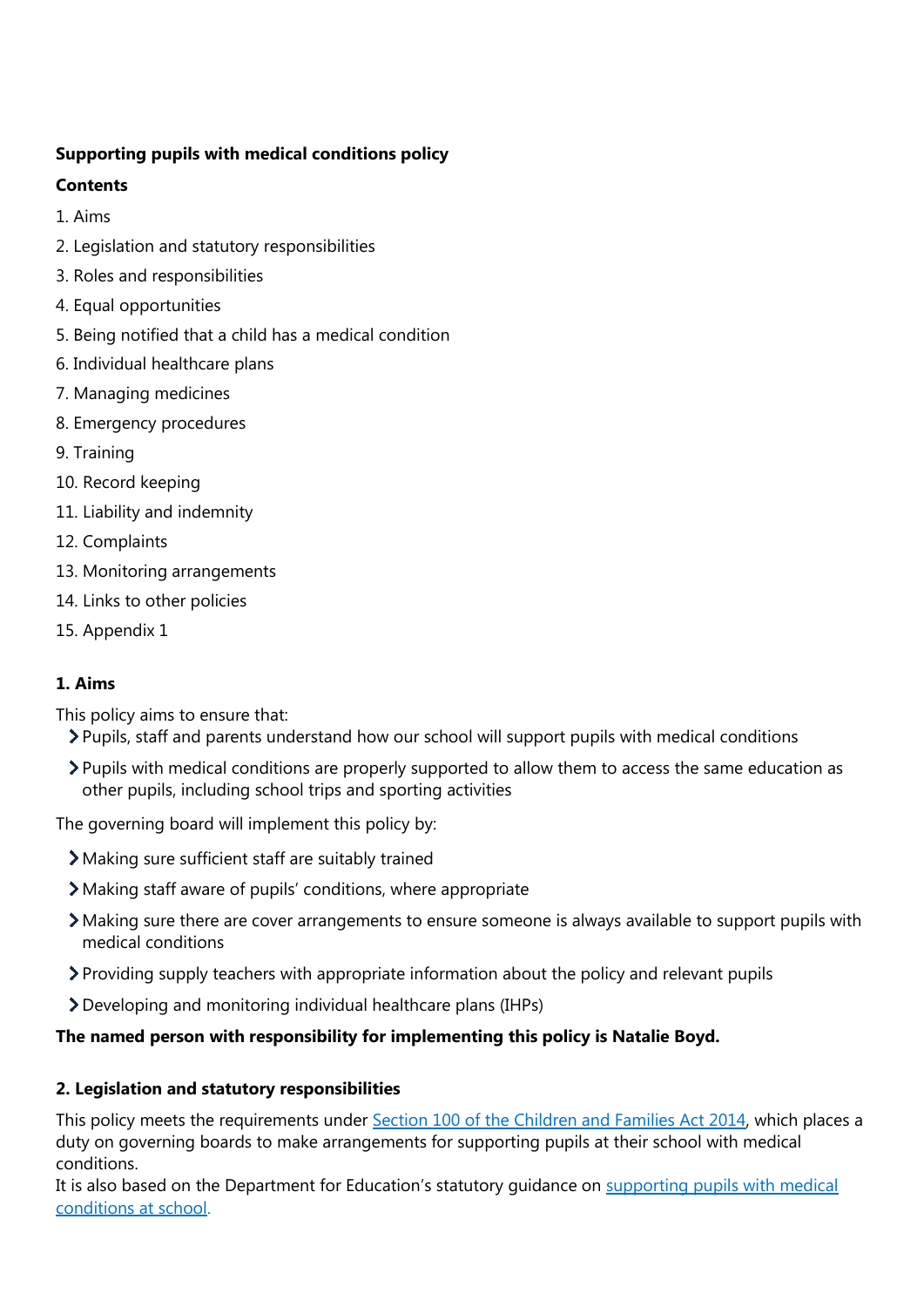**Supporting pupils with medical conditions policy**

**Contents**

1. Aims
2. Legislation and statutory responsibilities
3. Roles and responsibilities
4. Equal opportunities
5. Being notified that a child has a medical condition
6. Individual healthcare plans
7. Managing medicines
8. Emergency procedures
9. Training
10. Record keeping
11. Liability and indemnity
12. Complaints
13. Monitoring arrangements
14. Links to other policies
15. Appendix 1

## 1. Aims

This policy aims to ensure that:

- Pupils, staff and parents understand how our school will support pupils with medical conditions
- Pupils with medical conditions are properly supported to allow them to access the same education as other pupils, including school trips and sporting activities

The governing board will implement this policy by:

- Making sure sufficient staff are suitably trained
- Making staff aware of pupils' conditions, where appropriate
- Making sure there are cover arrangements to ensure someone is always available to support pupils with medical conditions
- Providing supply teachers with appropriate information about the policy and relevant pupils
- Developing and monitoring individual healthcare plans (IHPs)

**The named person with responsibility for implementing this policy is Natalie Boyd.**

## 2. Legislation and statutory responsibilities

This policy meets the requirements under Section 100 of the Children and Families Act 2014, which places a duty on governing boards to make arrangements for supporting pupils at their school with medical conditions.
It is also based on the Department for Education's statutory guidance on supporting pupils with medical conditions at school.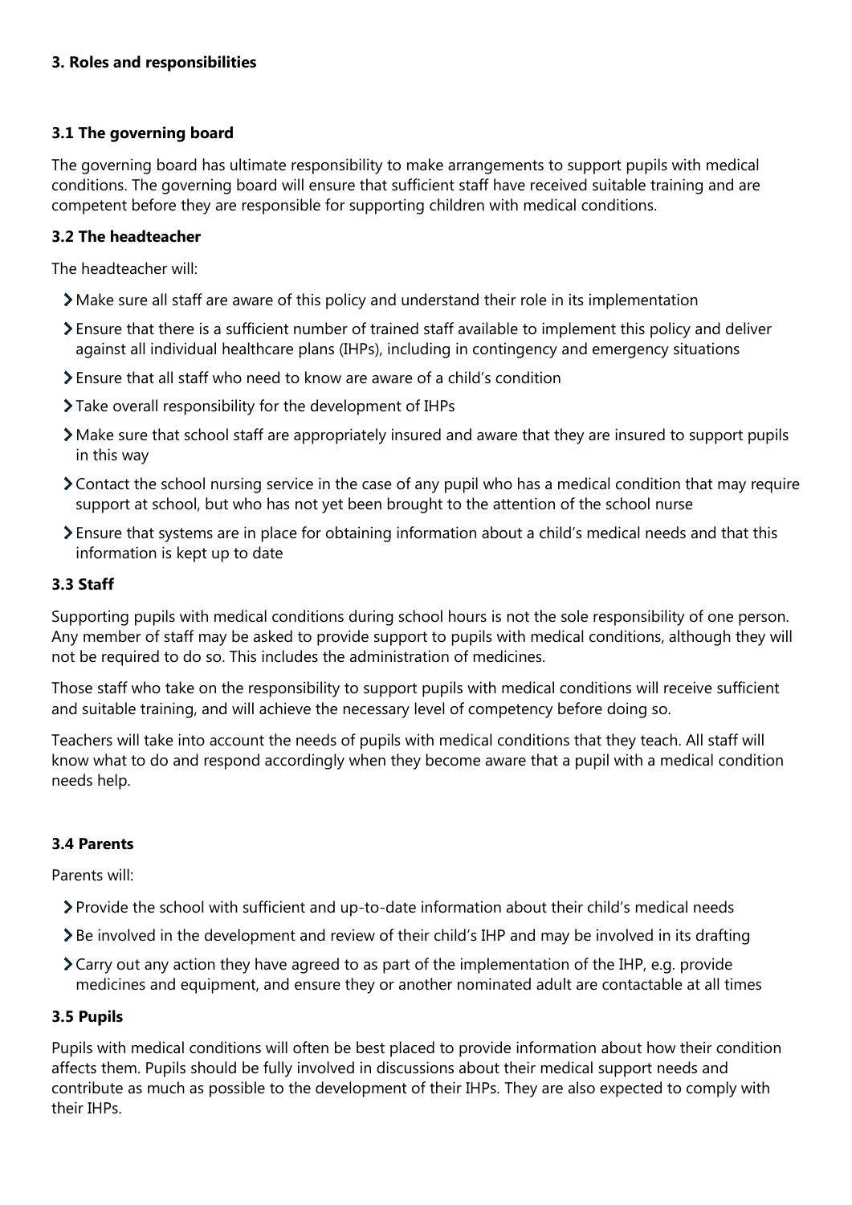## 3. Roles and responsibilities

### 3.1 The governing board

The governing board has ultimate responsibility to make arrangements to support pupils with medical conditions. The governing board will ensure that sufficient staff have received suitable training and are competent before they are responsible for supporting children with medical conditions.

### 3.2 The headteacher

The headteacher will:

- Make sure all staff are aware of this policy and understand their role in its implementation
- Ensure that there is a sufficient number of trained staff available to implement this policy and deliver against all individual healthcare plans (IHPs), including in contingency and emergency situations
- Ensure that all staff who need to know are aware of a child's condition
- Take overall responsibility for the development of IHPs
- Make sure that school staff are appropriately insured and aware that they are insured to support pupils in this way
- Contact the school nursing service in the case of any pupil who has a medical condition that may require support at school, but who has not yet been brought to the attention of the school nurse
- Ensure that systems are in place for obtaining information about a child's medical needs and that this information is kept up to date

### 3.3 Staff

Supporting pupils with medical conditions during school hours is not the sole responsibility of one person. Any member of staff may be asked to provide support to pupils with medical conditions, although they will not be required to do so. This includes the administration of medicines.

Those staff who take on the responsibility to support pupils with medical conditions will receive sufficient and suitable training, and will achieve the necessary level of competency before doing so.

Teachers will take into account the needs of pupils with medical conditions that they teach. All staff will know what to do and respond accordingly when they become aware that a pupil with a medical condition needs help.

### 3.4 Parents

Parents will:

- Provide the school with sufficient and up-to-date information about their child's medical needs
- Be involved in the development and review of their child's IHP and may be involved in its drafting
- Carry out any action they have agreed to as part of the implementation of the IHP, e.g. provide medicines and equipment, and ensure they or another nominated adult are contactable at all times

### 3.5 Pupils

Pupils with medical conditions will often be best placed to provide information about how their condition affects them. Pupils should be fully involved in discussions about their medical support needs and contribute as much as possible to the development of their IHPs. They are also expected to comply with their IHPs.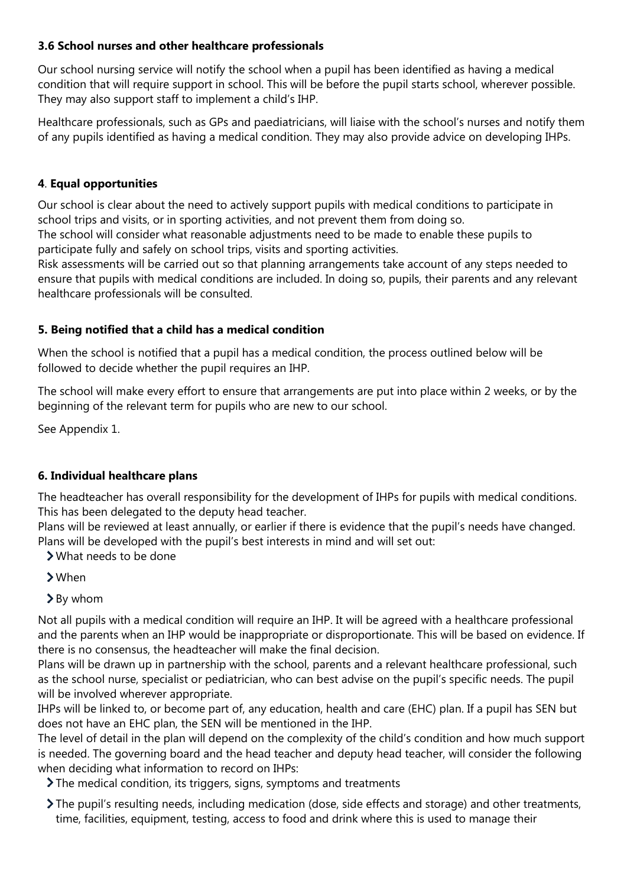### 3.6 School nurses and other healthcare professionals

Our school nursing service will notify the school when a pupil has been identified as having a medical condition that will require support in school. This will be before the pupil starts school, wherever possible. They may also support staff to implement a child's IHP.

Healthcare professionals, such as GPs and paediatricians, will liaise with the school's nurses and notify them of any pupils identified as having a medical condition. They may also provide advice on developing IHPs.

## 4. Equal opportunities

Our school is clear about the need to actively support pupils with medical conditions to participate in school trips and visits, or in sporting activities, and not prevent them from doing so.
The school will consider what reasonable adjustments need to be made to enable these pupils to participate fully and safely on school trips, visits and sporting activities.
Risk assessments will be carried out so that planning arrangements take account of any steps needed to ensure that pupils with medical conditions are included. In doing so, pupils, their parents and any relevant healthcare professionals will be consulted.

## 5. Being notified that a child has a medical condition

When the school is notified that a pupil has a medical condition, the process outlined below will be followed to decide whether the pupil requires an IHP.

The school will make every effort to ensure that arrangements are put into place within 2 weeks, or by the beginning of the relevant term for pupils who are new to our school.

See Appendix 1.

## 6. Individual healthcare plans

The headteacher has overall responsibility for the development of IHPs for pupils with medical conditions. This has been delegated to the deputy head teacher.
Plans will be reviewed at least annually, or earlier if there is evidence that the pupil's needs have changed.
Plans will be developed with the pupil's best interests in mind and will set out:

- What needs to be done
- When
- By whom

Not all pupils with a medical condition will require an IHP. It will be agreed with a healthcare professional and the parents when an IHP would be inappropriate or disproportionate. This will be based on evidence. If there is no consensus, the headteacher will make the final decision.
Plans will be drawn up in partnership with the school, parents and a relevant healthcare professional, such as the school nurse, specialist or pediatrician, who can best advise on the pupil's specific needs. The pupil will be involved wherever appropriate.
IHPs will be linked to, or become part of, any education, health and care (EHC) plan. If a pupil has SEN but does not have an EHC plan, the SEN will be mentioned in the IHP.
The level of detail in the plan will depend on the complexity of the child's condition and how much support is needed. The governing board and the head teacher and deputy head teacher, will consider the following when deciding what information to record on IHPs:

- The medical condition, its triggers, signs, symptoms and treatments
- The pupil's resulting needs, including medication (dose, side effects and storage) and other treatments, time, facilities, equipment, testing, access to food and drink where this is used to manage their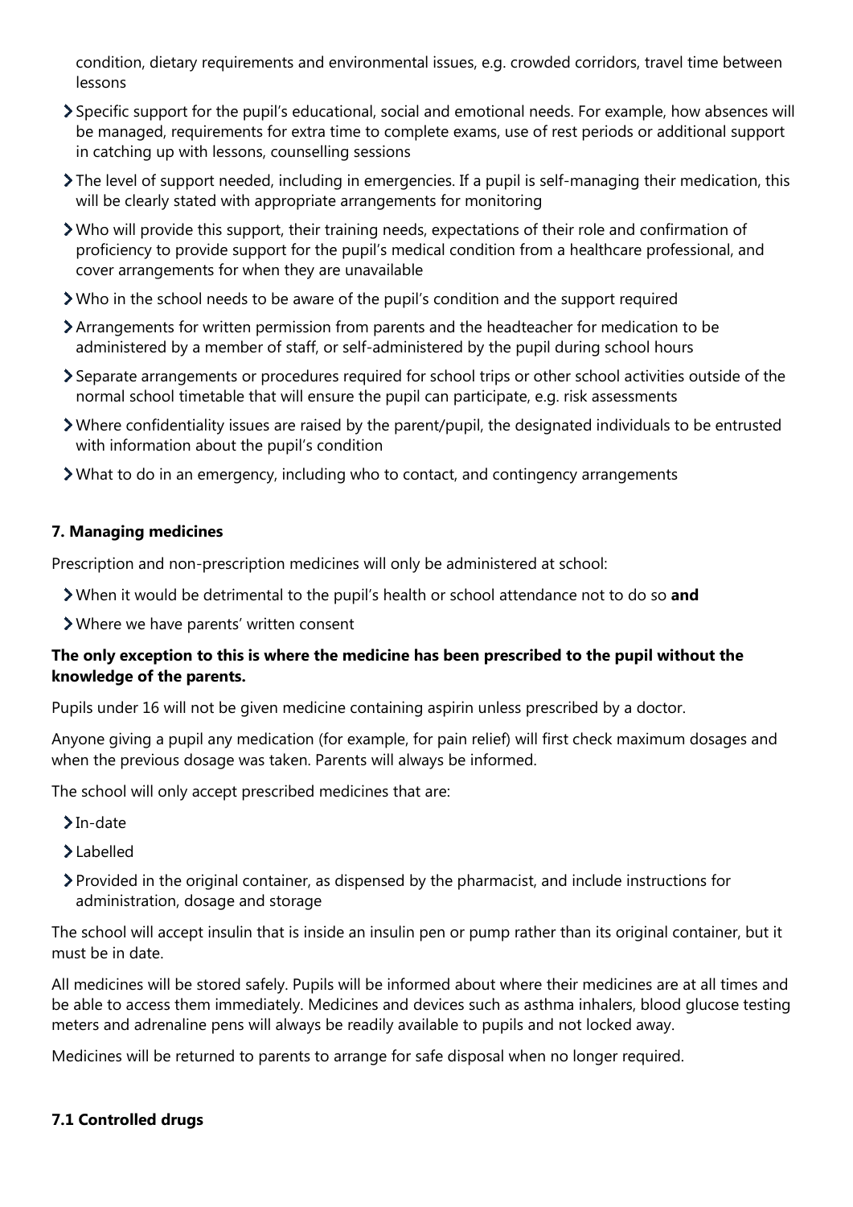condition, dietary requirements and environmental issues, e.g. crowded corridors, travel time between lessons

- Specific support for the pupil's educational, social and emotional needs. For example, how absences will be managed, requirements for extra time to complete exams, use of rest periods or additional support in catching up with lessons, counselling sessions
- The level of support needed, including in emergencies. If a pupil is self-managing their medication, this will be clearly stated with appropriate arrangements for monitoring
- Who will provide this support, their training needs, expectations of their role and confirmation of proficiency to provide support for the pupil's medical condition from a healthcare professional, and cover arrangements for when they are unavailable
- Who in the school needs to be aware of the pupil's condition and the support required
- Arrangements for written permission from parents and the headteacher for medication to be administered by a member of staff, or self-administered by the pupil during school hours
- Separate arrangements or procedures required for school trips or other school activities outside of the normal school timetable that will ensure the pupil can participate, e.g. risk assessments
- Where confidentiality issues are raised by the parent/pupil, the designated individuals to be entrusted with information about the pupil's condition
- What to do in an emergency, including who to contact, and contingency arrangements

### 7. Managing medicines

Prescription and non-prescription medicines will only be administered at school:

- When it would be detrimental to the pupil's health or school attendance not to do so **and**
- Where we have parents' written consent

**The only exception to this is where the medicine has been prescribed to the pupil without the knowledge of the parents.**

Pupils under 16 will not be given medicine containing aspirin unless prescribed by a doctor.

Anyone giving a pupil any medication (for example, for pain relief) will first check maximum dosages and when the previous dosage was taken. Parents will always be informed.

The school will only accept prescribed medicines that are:

- In-date
- Labelled
- Provided in the original container, as dispensed by the pharmacist, and include instructions for administration, dosage and storage

The school will accept insulin that is inside an insulin pen or pump rather than its original container, but it must be in date.

All medicines will be stored safely. Pupils will be informed about where their medicines are at all times and be able to access them immediately. Medicines and devices such as asthma inhalers, blood glucose testing meters and adrenaline pens will always be readily available to pupils and not locked away.

Medicines will be returned to parents to arrange for safe disposal when no longer required.

#### 7.1 Controlled drugs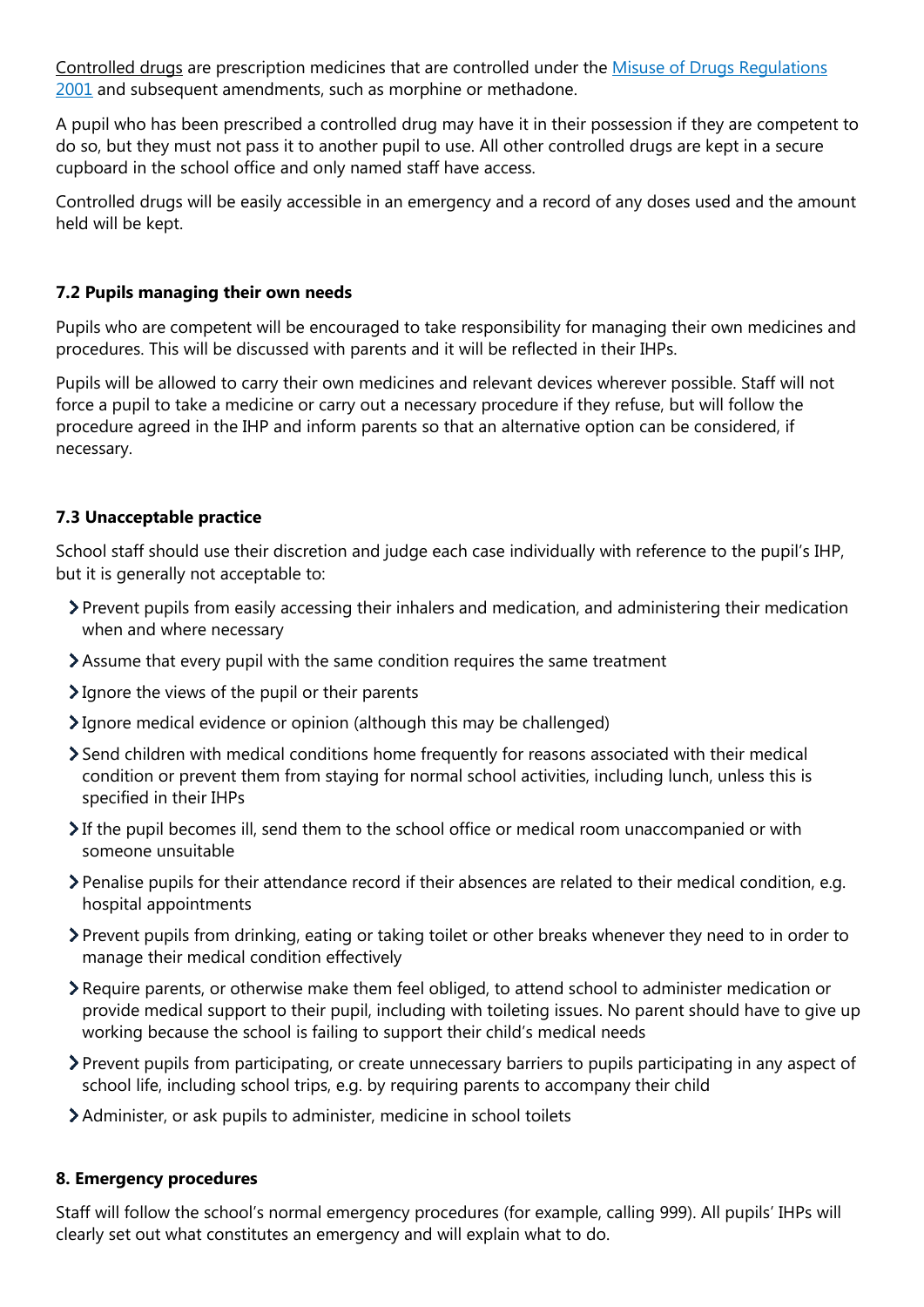Controlled drugs are prescription medicines that are controlled under the [Misuse of Drugs Regulations 2001](#) and subsequent amendments, such as morphine or methadone.

A pupil who has been prescribed a controlled drug may have it in their possession if they are competent to do so, but they must not pass it to another pupil to use. All other controlled drugs are kept in a secure cupboard in the school office and only named staff have access.

Controlled drugs will be easily accessible in an emergency and a record of any doses used and the amount held will be kept.

### 7.2 Pupils managing their own needs

Pupils who are competent will be encouraged to take responsibility for managing their own medicines and procedures. This will be discussed with parents and it will be reflected in their IHPs.

Pupils will be allowed to carry their own medicines and relevant devices wherever possible. Staff will not force a pupil to take a medicine or carry out a necessary procedure if they refuse, but will follow the procedure agreed in the IHP and inform parents so that an alternative option can be considered, if necessary.

### 7.3 Unacceptable practice

School staff should use their discretion and judge each case individually with reference to the pupil's IHP, but it is generally not acceptable to:

- Prevent pupils from easily accessing their inhalers and medication, and administering their medication when and where necessary
- Assume that every pupil with the same condition requires the same treatment
- Ignore the views of the pupil or their parents
- Ignore medical evidence or opinion (although this may be challenged)
- Send children with medical conditions home frequently for reasons associated with their medical condition or prevent them from staying for normal school activities, including lunch, unless this is specified in their IHPs
- If the pupil becomes ill, send them to the school office or medical room unaccompanied or with someone unsuitable
- Penalise pupils for their attendance record if their absences are related to their medical condition, e.g. hospital appointments
- Prevent pupils from drinking, eating or taking toilet or other breaks whenever they need to in order to manage their medical condition effectively
- Require parents, or otherwise make them feel obliged, to attend school to administer medication or provide medical support to their pupil, including with toileting issues. No parent should have to give up working because the school is failing to support their child's medical needs
- Prevent pupils from participating, or create unnecessary barriers to pupils participating in any aspect of school life, including school trips, e.g. by requiring parents to accompany their child
- Administer, or ask pupils to administer, medicine in school toilets

### 8. Emergency procedures

Staff will follow the school's normal emergency procedures (for example, calling 999). All pupils' IHPs will clearly set out what constitutes an emergency and will explain what to do.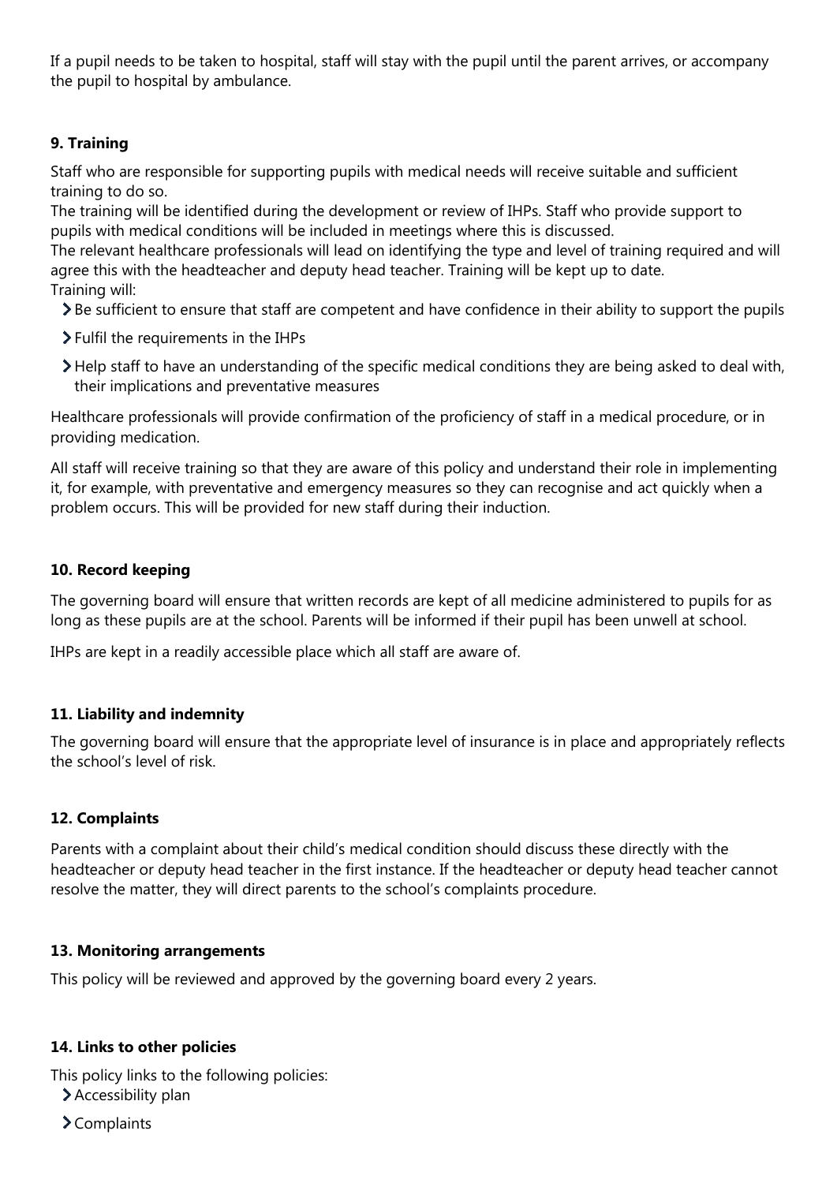If a pupil needs to be taken to hospital, staff will stay with the pupil until the parent arrives, or accompany the pupil to hospital by ambulance.

### 9. Training

Staff who are responsible for supporting pupils with medical needs will receive suitable and sufficient training to do so.
The training will be identified during the development or review of IHPs. Staff who provide support to pupils with medical conditions will be included in meetings where this is discussed.
The relevant healthcare professionals will lead on identifying the type and level of training required and will agree this with the headteacher and deputy head teacher. Training will be kept up to date.
Training will:

- Be sufficient to ensure that staff are competent and have confidence in their ability to support the pupils
- Fulfil the requirements in the IHPs
- Help staff to have an understanding of the specific medical conditions they are being asked to deal with, their implications and preventative measures

Healthcare professionals will provide confirmation of the proficiency of staff in a medical procedure, or in providing medication.

All staff will receive training so that they are aware of this policy and understand their role in implementing it, for example, with preventative and emergency measures so they can recognise and act quickly when a problem occurs. This will be provided for new staff during their induction.

### 10. Record keeping

The governing board will ensure that written records are kept of all medicine administered to pupils for as long as these pupils are at the school. Parents will be informed if their pupil has been unwell at school.

IHPs are kept in a readily accessible place which all staff are aware of.

### 11. Liability and indemnity

The governing board will ensure that the appropriate level of insurance is in place and appropriately reflects the school's level of risk.

### 12. Complaints

Parents with a complaint about their child's medical condition should discuss these directly with the headteacher or deputy head teacher in the first instance. If the headteacher or deputy head teacher cannot resolve the matter, they will direct parents to the school's complaints procedure.

### 13. Monitoring arrangements

This policy will be reviewed and approved by the governing board every 2 years.

### 14. Links to other policies

This policy links to the following policies:

- Accessibility plan
- Complaints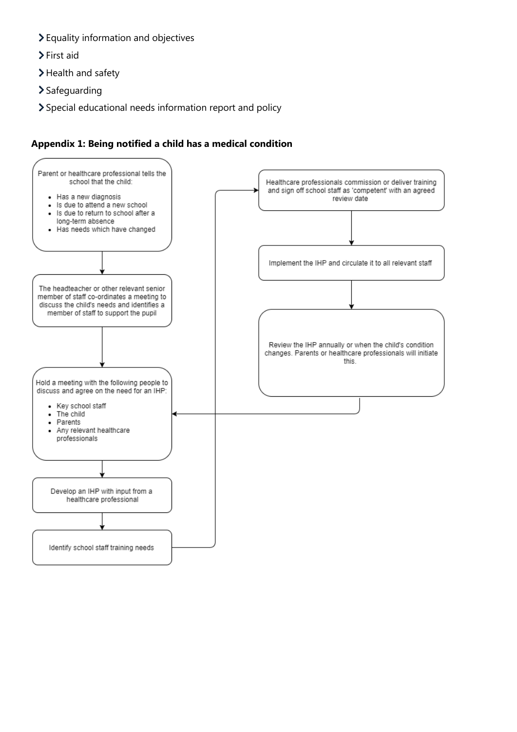- Equality information and objectives
- First aid
- Health and safety
- Safeguarding
- Special educational needs information report and policy

**Appendix 1: Being notified a child has a medical condition**

Parent or healthcare professional tells the school that the child:

- Has a new diagnosis
- Is due to attend a new school
- Is due to return to school after a long-term absence
- Has needs which have changed

The headteacher or other relevant senior member of staff co-ordinates a meeting to discuss the child's needs and identifies a member of staff to support the pupil

Hold a meeting with the following people to discuss and agree on the need for an IHP:

- Key school staff
- The child
- Parents
- Any relevant healthcare professionals

Develop an IHP with input from a healthcare professional

Identify school staff training needs

Healthcare professionals commission or deliver training and sign off school staff as 'competent' with an agreed review date

Implement the IHP and circulate it to all relevant staff

Review the IHP annually or when the child's condition changes. Parents or healthcare professionals will initiate this.